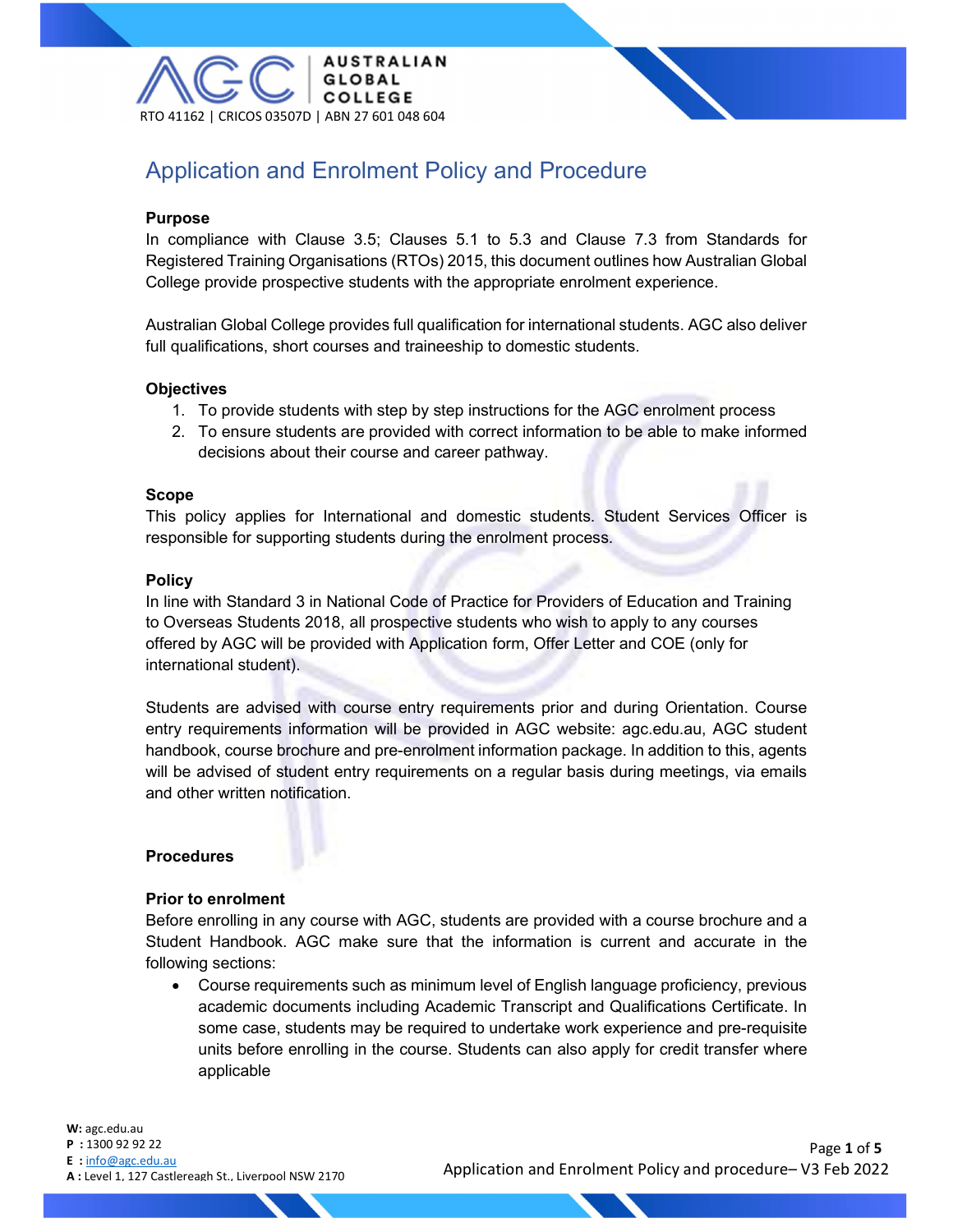# Application and Enrolment Policy and Procedure

**Purpose**

In compliance with Clause 3.5; Clauses 5.1 to 5.3 and Clause 7.3 from Standards for Registered Training Organisations (RTOs) 2015, this document outlines how Australian Global College provide prospective students with the appropriate enrolment experience.

Australian Global College provides full qualification for international students. AGC also deliver full qualifications, short courses and traineeship to domestic students.

**Objectives**

1. To provide students with step by step instructions for the AGC enrolment process
2. To ensure students are provided with correct information to be able to make informed decisions about their course and career pathway.

**Scope**

This policy applies for International and domestic students. Student Services Officer is responsible for supporting students during the enrolment process.

**Policy**

In line with Standard 3 in National Code of Practice for Providers of Education and Training to Overseas Students 2018, all prospective students who wish to apply to any courses offered by AGC will be provided with Application form, Offer Letter and COE (only for international student).

Students are advised with course entry requirements prior and during Orientation. Course entry requirements information will be provided in AGC website: agc.edu.au, AGC student handbook, course brochure and pre-enrolment information package. In addition to this, agents will be advised of student entry requirements on a regular basis during meetings, via emails and other written notification.

**Procedures**

**Prior to enrolment**

Before enrolling in any course with AGC, students are provided with a course brochure and a Student Handbook. AGC make sure that the information is current and accurate in the following sections:

- Course requirements such as minimum level of English language proficiency, previous academic documents including Academic Transcript and Qualifications Certificate. In some case, students may be required to undertake work experience and pre-requisite units before enrolling in the course. Students can also apply for credit transfer where applicable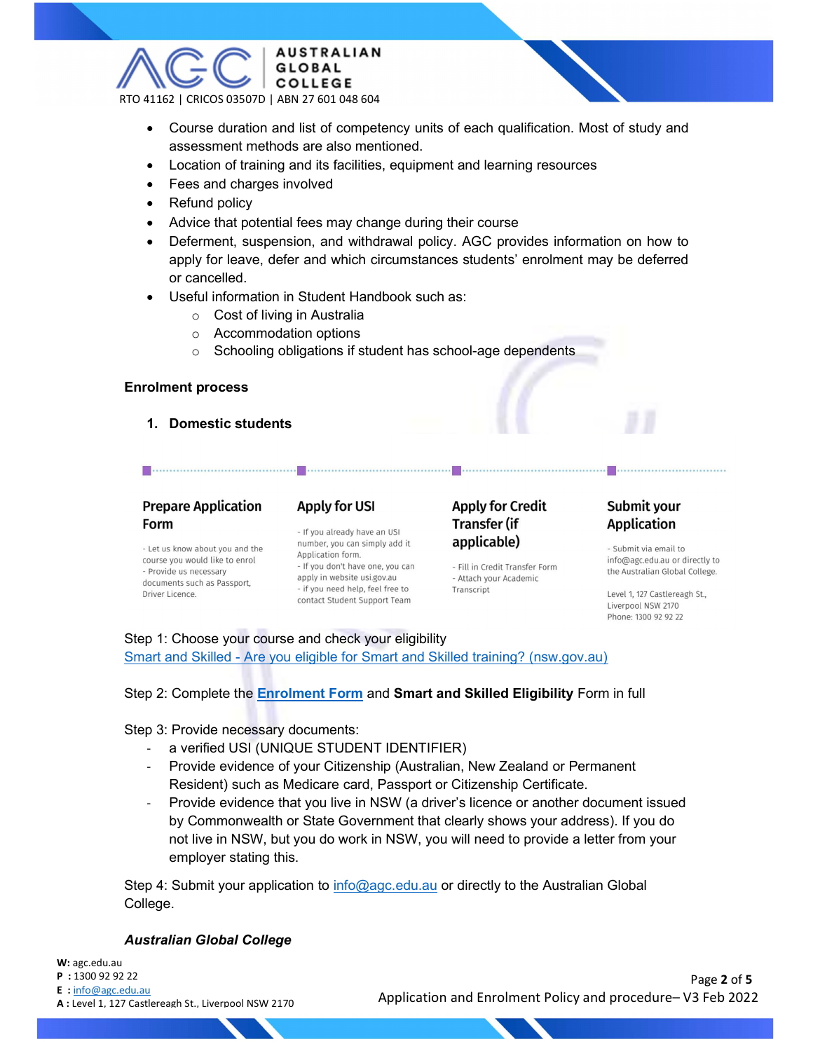- Course duration and list of competency units of each qualification. Most of study and assessment methods are also mentioned.
- Location of training and its facilities, equipment and learning resources
- Fees and charges involved
- Refund policy
- Advice that potential fees may change during their course
- Deferment, suspension, and withdrawal policy. AGC provides information on how to apply for leave, defer and which circumstances students' enrolment may be deferred or cancelled.
- Useful information in Student Handbook such as:
  - Cost of living in Australia
  - Accommodation options
  - Schooling obligations if student has school-age dependents

**Enrolment process**

1. **Domestic students**

**Prepare Application Form**

- Let us know about you and the course you would like to enrol
- Provide us necessary documents such as Passport, Driver Licence.

**Apply for USI**

- If you already have an USI number, you can simply add it Application form.
- If you don't have one, you can apply in website usi.gov.au
- if you need help, feel free to contact Student Support Team

**Apply for Credit Transfer (if applicable)**

- Fill in Credit Transfer Form
- Attach your Academic Transcript

**Submit your Application**

- Submit via email to info@agc.edu.au or directly to the Australian Global College.

Level 1, 127 Castlereagh St., Liverpool NSW 2170
Phone: 1300 92 92 22

Step 1: Choose your course and check your eligibility
Smart and Skilled - Are you eligible for Smart and Skilled training? (nsw.gov.au)

Step 2: Complete the **Enrolment Form** and **Smart and Skilled Eligibility** Form in full

Step 3: Provide necessary documents:

- a verified USI (UNIQUE STUDENT IDENTIFIER)
- Provide evidence of your Citizenship (Australian, New Zealand or Permanent Resident) such as Medicare card, Passport or Citizenship Certificate.
- Provide evidence that you live in NSW (a driver's licence or another document issued by Commonwealth or State Government that clearly shows your address). If you do not live in NSW, but you do work in NSW, you will need to provide a letter from your employer stating this.

Step 4: Submit your application to info@agc.edu.au or directly to the Australian Global College.

***Australian Global College***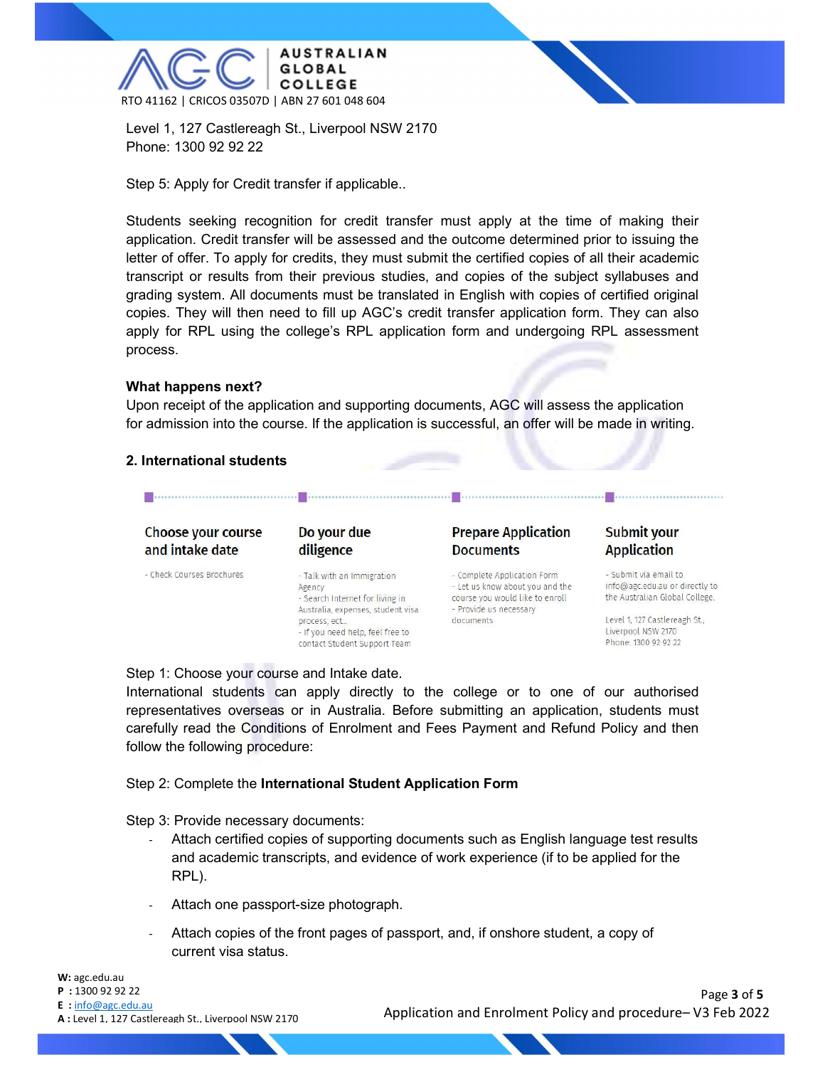Level 1, 127 Castlereagh St., Liverpool NSW 2170
Phone: 1300 92 92 22

Step 5: Apply for Credit transfer if applicable..

Students seeking recognition for credit transfer must apply at the time of making their application. Credit transfer will be assessed and the outcome determined prior to issuing the letter of offer. To apply for credits, they must submit the certified copies of all their academic transcript or results from their previous studies, and copies of the subject syllabuses and grading system. All documents must be translated in English with copies of certified original copies. They will then need to fill up AGC's credit transfer application form. They can also apply for RPL using the college's RPL application form and undergoing RPL assessment process.

**What happens next?**
Upon receipt of the application and supporting documents, AGC will assess the application for admission into the course. If the application is successful, an offer will be made in writing.

**2. International students**

| Choose your course and intake date | Do your due diligence | Prepare Application Documents | Submit your Application |
|---|---|---|---|
| - Check Courses Brochures | - Talk with an Immigration Agency<br>- Search Internet for living in Australia, expenses, student visa process, ect..<br>- If you need help, feel free to contact Student Support Team | - Complete Application Form<br>- Let us know about you and the course you would like to enroll<br>- Provide us necessary documents | - Submit via email to info@agc.edu.au or directly to the Australian Global College.<br><br>Level 1, 127 Castlereagh St., Liverpool NSW 2170<br>Phone: 1300 92 92 22 |

Step 1: Choose your course and Intake date.
International students can apply directly to the college or to one of our authorised representatives overseas or in Australia. Before submitting an application, students must carefully read the Conditions of Enrolment and Fees Payment and Refund Policy and then follow the following procedure:

Step 2: Complete the **International Student Application Form**

Step 3: Provide necessary documents:

- Attach certified copies of supporting documents such as English language test results and academic transcripts, and evidence of work experience (if to be applied for the RPL).
- Attach one passport-size photograph.
- Attach copies of the front pages of passport, and, if onshore student, a copy of current visa status.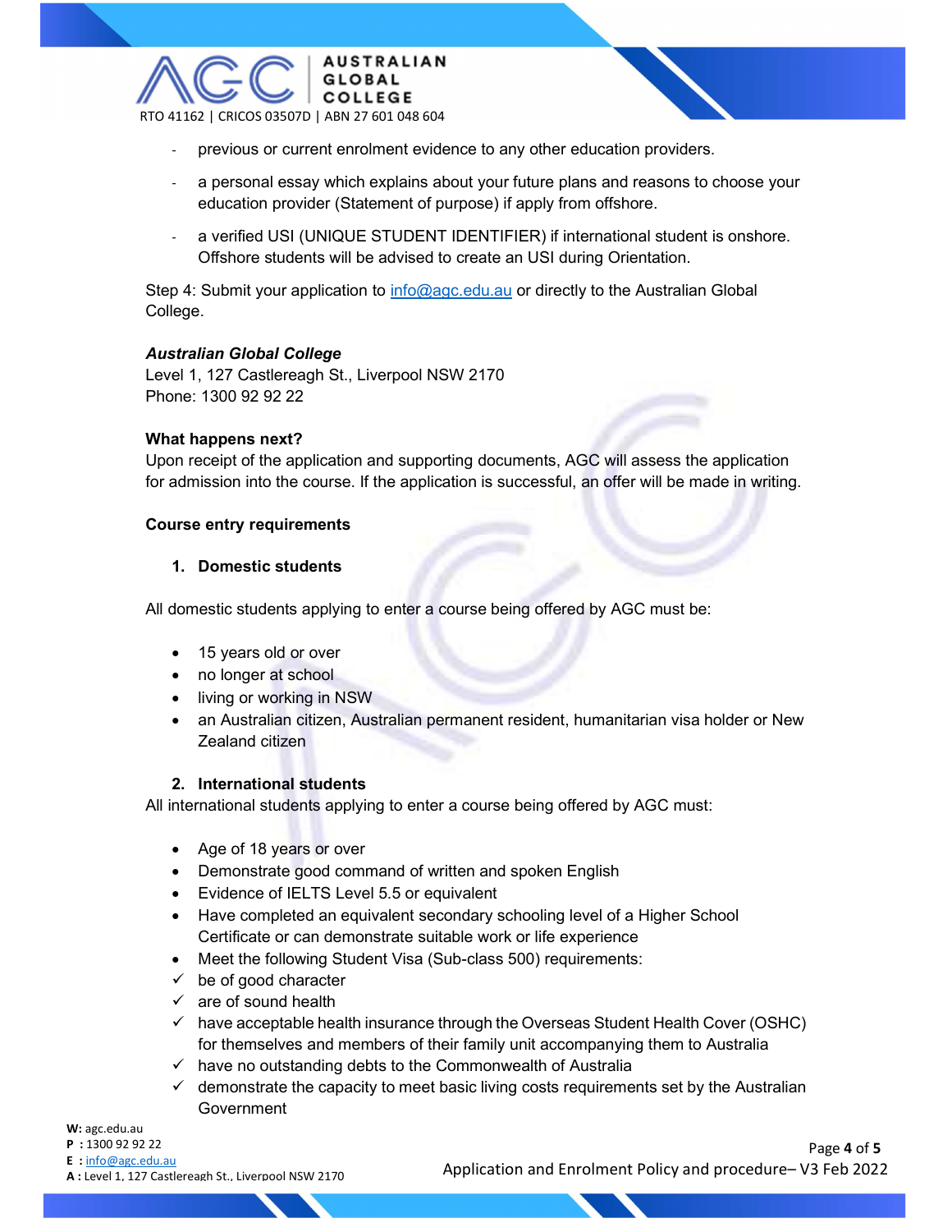- previous or current enrolment evidence to any other education providers.
- a personal essay which explains about your future plans and reasons to choose your education provider (Statement of purpose) if apply from offshore.
- a verified USI (UNIQUE STUDENT IDENTIFIER) if international student is onshore. Offshore students will be advised to create an USI during Orientation.

Step 4: Submit your application to info@agc.edu.au or directly to the Australian Global College.

***Australian Global College***
Level 1, 127 Castlereagh St., Liverpool NSW 2170
Phone: 1300 92 92 22

**What happens next?**
Upon receipt of the application and supporting documents, AGC will assess the application for admission into the course. If the application is successful, an offer will be made in writing.

**Course entry requirements**

1. **Domestic students**

All domestic students applying to enter a course being offered by AGC must be:

- 15 years old or over
- no longer at school
- living or working in NSW
- an Australian citizen, Australian permanent resident, humanitarian visa holder or New Zealand citizen

2. **International students**

All international students applying to enter a course being offered by AGC must:

- Age of 18 years or over
- Demonstrate good command of written and spoken English
- Evidence of IELTS Level 5.5 or equivalent
- Have completed an equivalent secondary schooling level of a Higher School Certificate or can demonstrate suitable work or life experience
- Meet the following Student Visa (Sub-class 500) requirements:
- ✓ be of good character
- ✓ are of sound health
- ✓ have acceptable health insurance through the Overseas Student Health Cover (OSHC) for themselves and members of their family unit accompanying them to Australia
- ✓ have no outstanding debts to the Commonwealth of Australia
- ✓ demonstrate the capacity to meet basic living costs requirements set by the Australian Government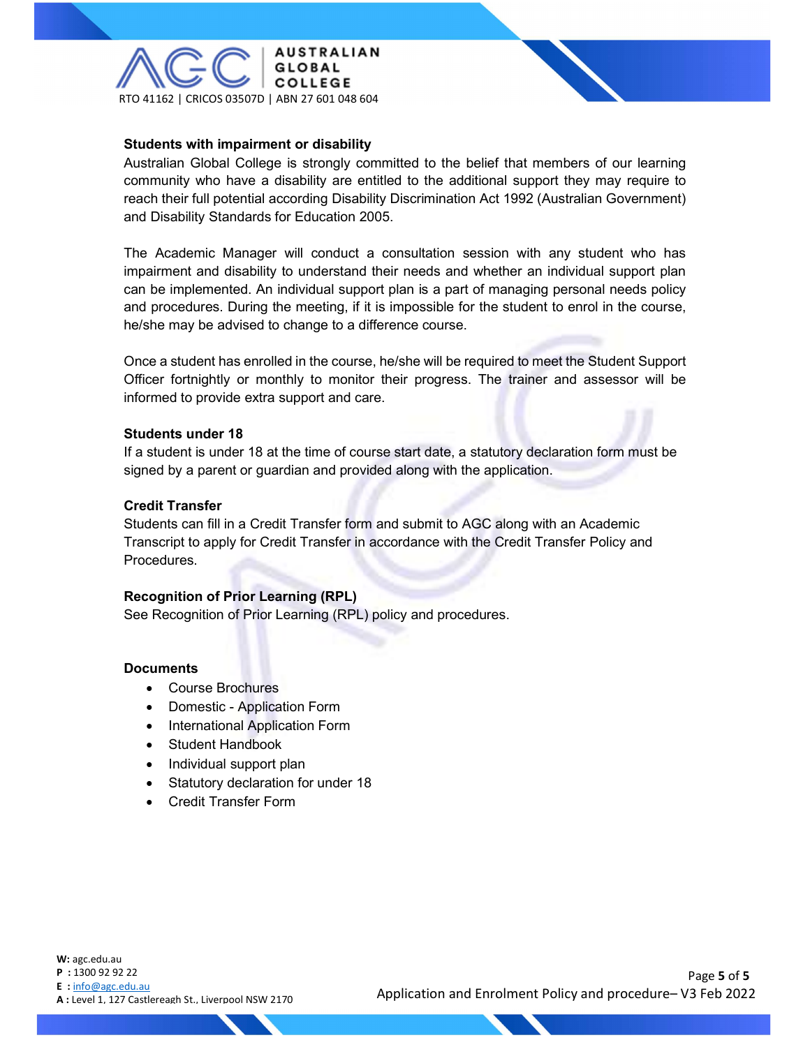### Students with impairment or disability

Australian Global College is strongly committed to the belief that members of our learning community who have a disability are entitled to the additional support they may require to reach their full potential according Disability Discrimination Act 1992 (Australian Government) and Disability Standards for Education 2005.

The Academic Manager will conduct a consultation session with any student who has impairment and disability to understand their needs and whether an individual support plan can be implemented. An individual support plan is a part of managing personal needs policy and procedures. During the meeting, if it is impossible for the student to enrol in the course, he/she may be advised to change to a difference course.

Once a student has enrolled in the course, he/she will be required to meet the Student Support Officer fortnightly or monthly to monitor their progress. The trainer and assessor will be informed to provide extra support and care.

### Students under 18

If a student is under 18 at the time of course start date, a statutory declaration form must be signed by a parent or guardian and provided along with the application.

### Credit Transfer

Students can fill in a Credit Transfer form and submit to AGC along with an Academic Transcript to apply for Credit Transfer in accordance with the Credit Transfer Policy and Procedures.

### Recognition of Prior Learning (RPL)

See Recognition of Prior Learning (RPL) policy and procedures.

### Documents

- Course Brochures
- Domestic - Application Form
- International Application Form
- Student Handbook
- Individual support plan
- Statutory declaration for under 18
- Credit Transfer Form